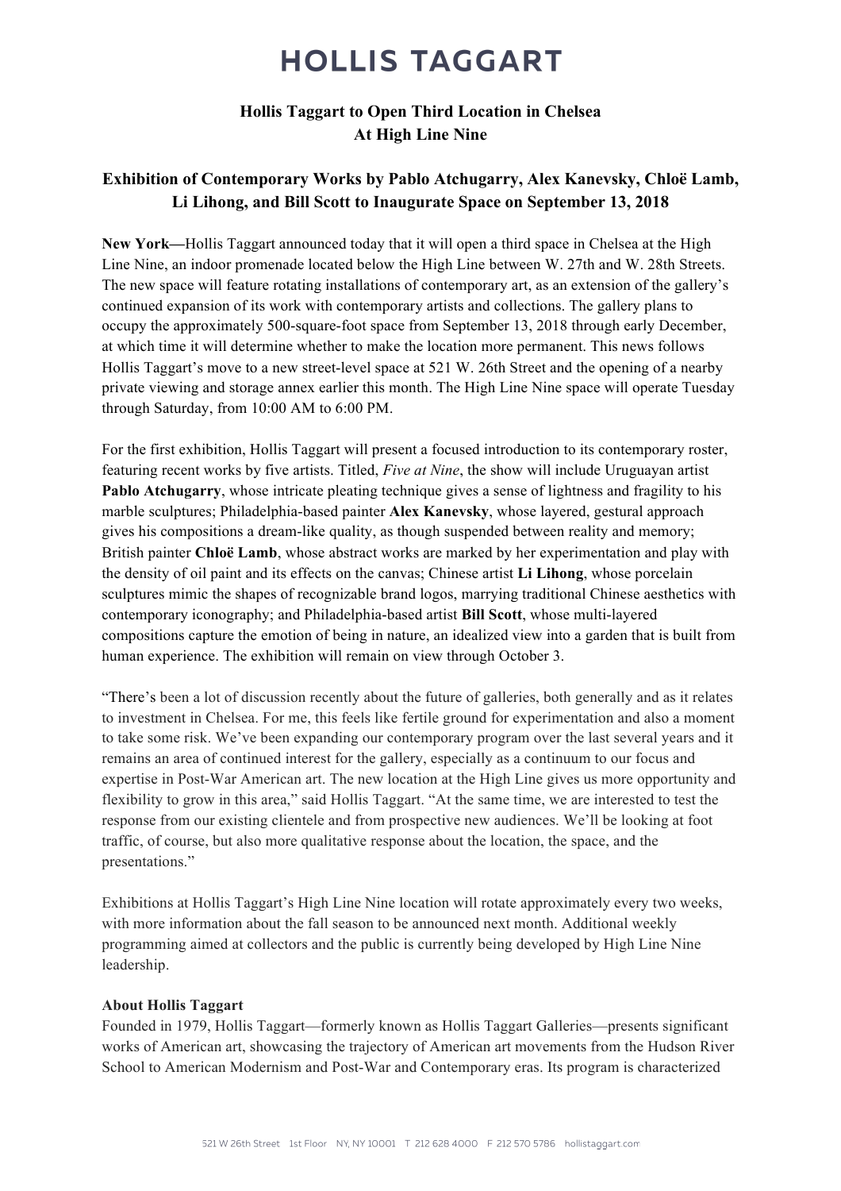# HOLLIS TAGGART

## Hollis Taggart to Open Third Location in Chelsea At High Line Nine

### Exhibition of Contemporary Works by Pablo Atchugarry, Alex Kanevsky, Chloë Lamb, Li Lihong, and Bill Scott to Inaugurate Space on September 13, 2018

**New York—**Hollis Taggart announced today that it will open a third space in Chelsea at the High Line Nine, an indoor promenade located below the High Line between W. 27th and W. 28th Streets. The new space will feature rotating installations of contemporary art, as an extension of the gallery's continued expansion of its work with contemporary artists and collections. The gallery plans to occupy the approximately 500-square-foot space from September 13, 2018 through early December, at which time it will determine whether to make the location more permanent. This news follows Hollis Taggart's move to a new street-level space at 521 W. 26th Street and the opening of a nearby private viewing and storage annex earlier this month. The High Line Nine space will operate Tuesday through Saturday, from 10:00 AM to 6:00 PM.

For the first exhibition, Hollis Taggart will present a focused introduction to its contemporary roster, featuring recent works by five artists. Titled, *Five at Nine*, the show will include Uruguayan artist **Pablo Atchugarry**, whose intricate pleating technique gives a sense of lightness and fragility to his marble sculptures; Philadelphia-based painter **Alex Kanevsky**, whose layered, gestural approach gives his compositions a dream-like quality, as though suspended between reality and memory; British painter **Chloë Lamb**, whose abstract works are marked by her experimentation and play with the density of oil paint and its effects on the canvas; Chinese artist **Li Lihong**, whose porcelain sculptures mimic the shapes of recognizable brand logos, marrying traditional Chinese aesthetics with contemporary iconography; and Philadelphia-based artist **Bill Scott**, whose multi-layered compositions capture the emotion of being in nature, an idealized view into a garden that is built from human experience. The exhibition will remain on view through October 3.

"There's been a lot of discussion recently about the future of galleries, both generally and as it relates to investment in Chelsea. For me, this feels like fertile ground for experimentation and also a moment to take some risk. We've been expanding our contemporary program over the last several years and it remains an area of continued interest for the gallery, especially as a continuum to our focus and expertise in Post-War American art. The new location at the High Line gives us more opportunity and flexibility to grow in this area," said Hollis Taggart. "At the same time, we are interested to test the response from our existing clientele and from prospective new audiences. We'll be looking at foot traffic, of course, but also more qualitative response about the location, the space, and the presentations."

Exhibitions at Hollis Taggart's High Line Nine location will rotate approximately every two weeks, with more information about the fall season to be announced next month. Additional weekly programming aimed at collectors and the public is currently being developed by High Line Nine leadership.

**About Hollis Taggart**

Founded in 1979, Hollis Taggart—formerly known as Hollis Taggart Galleries—presents significant works of American art, showcasing the trajectory of American art movements from the Hudson River School to American Modernism and Post-War and Contemporary eras. Its program is characterized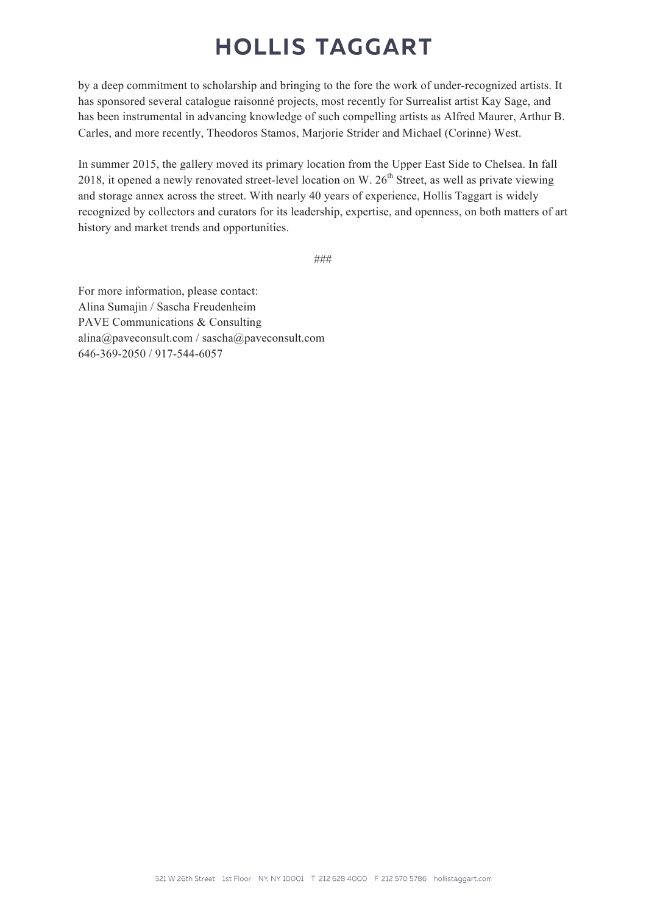by a deep commitment to scholarship and bringing to the fore the work of under-recognized artists. It has sponsored several catalogue raisonné projects, most recently for Surrealist artist Kay Sage, and has been instrumental in advancing knowledge of such compelling artists as Alfred Maurer, Arthur B. Carles, and more recently, Theodoros Stamos, Marjorie Strider and Michael (Corinne) West.

In summer 2015, the gallery moved its primary location from the Upper East Side to Chelsea. In fall 2018, it opened a newly renovated street-level location on W. 26th Street, as well as private viewing and storage annex across the street. With nearly 40 years of experience, Hollis Taggart is widely recognized by collectors and curators for its leadership, expertise, and openness, on both matters of art history and market trends and opportunities.

###

For more information, please contact:
Alina Sumajin / Sascha Freudenheim
PAVE Communications & Consulting
alina@paveconsult.com / sascha@paveconsult.com
646-369-2050 / 917-544-6057